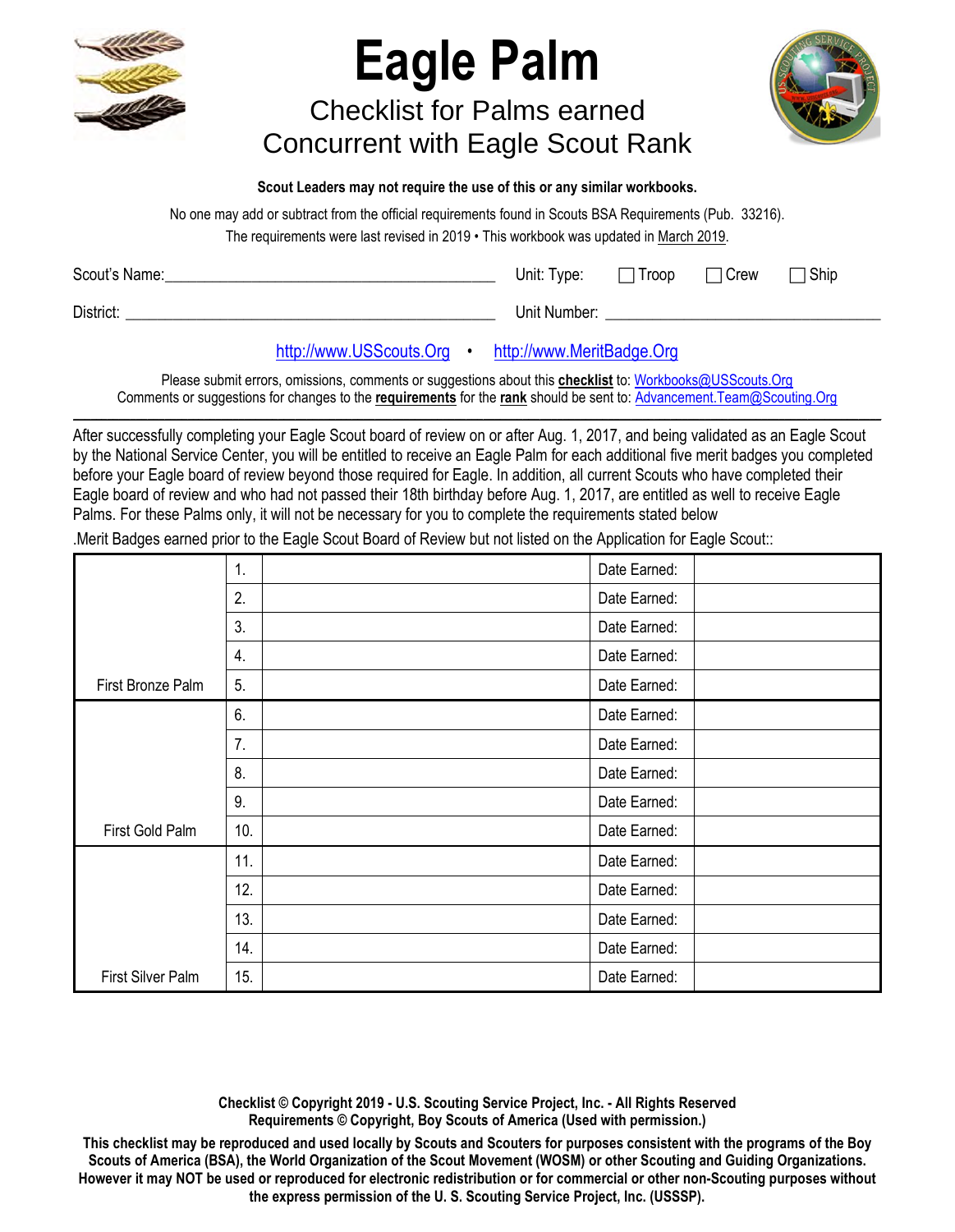# Eagle Palm

## Checklist for Palms earned Concurrent with Eagle Scout Rank

**Scout Leaders may not require the use of this or any similar workbooks.**

No one may add or subtract from the official requirements found in Scouts BSA Requirements (Pub. 33216).

The requirements were last revised in 2019 • This workbook was updated in March 2019.

Scout's Name: ________________________________ Unit: Type: ☐ Troop ☐ Crew ☐ Ship

District: ________________________________ Unit Number: ________________________________

http://www.USScouts.Org • http://www.MeritBadge.Org

Please submit errors, omissions, comments or suggestions about this **checklist** to: Workbooks@USScouts.Org
Comments or suggestions for changes to the **requirements** for the **rank** should be sent to: Advancement.Team@Scouting.Org

---

After successfully completing your Eagle Scout board of review on or after Aug. 1, 2017, and being validated as an Eagle Scout by the National Service Center, you will be entitled to receive an Eagle Palm for each additional five merit badges you completed before your Eagle board of review beyond those required for Eagle. In addition, all current Scouts who have completed their Eagle board of review and who had not passed their 18th birthday before Aug. 1, 2017, are entitled as well to receive Eagle Palms. For these Palms only, it will not be necessary for you to complete the requirements stated below

.Merit Badges earned prior to the Eagle Scout Board of Review but not listed on the Application for Eagle Scout::

| | | | | |
|---|---|---|---|---|
| | 1. | | Date Earned: | |
| | 2. | | Date Earned: | |
| | 3. | | Date Earned: | |
| | 4. | | Date Earned: | |
| First Bronze Palm | 5. | | Date Earned: | |
| | 6. | | Date Earned: | |
| | 7. | | Date Earned: | |
| | 8. | | Date Earned: | |
| | 9. | | Date Earned: | |
| First Gold Palm | 10. | | Date Earned: | |
| | 11. | | Date Earned: | |
| | 12. | | Date Earned: | |
| | 13. | | Date Earned: | |
| | 14. | | Date Earned: | |
| First Silver Palm | 15. | | Date Earned: | |

**Checklist © Copyright 2019 - U.S. Scouting Service Project, Inc. - All Rights Reserved**
**Requirements © Copyright, Boy Scouts of America (Used with permission.)**

**This checklist may be reproduced and used locally by Scouts and Scouters for purposes consistent with the programs of the Boy Scouts of America (BSA), the World Organization of the Scout Movement (WOSM) or other Scouting and Guiding Organizations. However it may NOT be used or reproduced for electronic redistribution or for commercial or other non-Scouting purposes without the express permission of the U. S. Scouting Service Project, Inc. (USSSP).**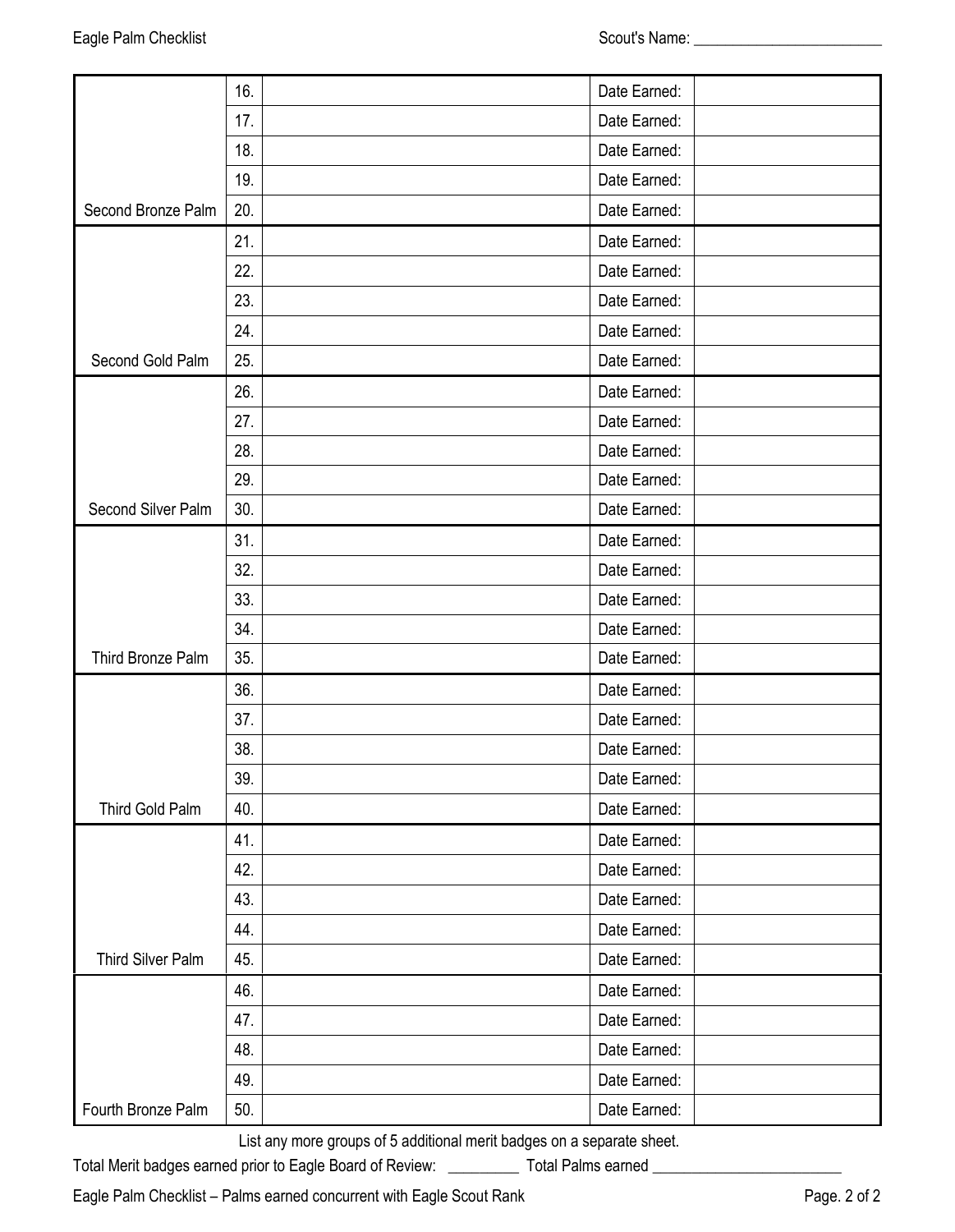Scout's Name: ________________________

| | | | | |
|---|---|---|---|---|
| | 16. | | Date Earned: | |
| | 17. | | Date Earned: | |
| | 18. | | Date Earned: | |
| | 19. | | Date Earned: | |
| Second Bronze Palm | 20. | | Date Earned: | |
| | 21. | | Date Earned: | |
| | 22. | | Date Earned: | |
| | 23. | | Date Earned: | |
| | 24. | | Date Earned: | |
| Second Gold Palm | 25. | | Date Earned: | |
| | 26. | | Date Earned: | |
| | 27. | | Date Earned: | |
| | 28. | | Date Earned: | |
| | 29. | | Date Earned: | |
| Second Silver Palm | 30. | | Date Earned: | |
| | 31. | | Date Earned: | |
| | 32. | | Date Earned: | |
| | 33. | | Date Earned: | |
| | 34. | | Date Earned: | |
| Third Bronze Palm | 35. | | Date Earned: | |
| | 36. | | Date Earned: | |
| | 37. | | Date Earned: | |
| | 38. | | Date Earned: | |
| | 39. | | Date Earned: | |
| Third Gold Palm | 40. | | Date Earned: | |
| | 41. | | Date Earned: | |
| | 42. | | Date Earned: | |
| | 43. | | Date Earned: | |
| | 44. | | Date Earned: | |
| Third Silver Palm | 45. | | Date Earned: | |
| | 46. | | Date Earned: | |
| | 47. | | Date Earned: | |
| | 48. | | Date Earned: | |
| | 49. | | Date Earned: | |
| Fourth Bronze Palm | 50. | | Date Earned: | |

List any more groups of 5 additional merit badges on a separate sheet.

Total Merit badges earned prior to Eagle Board of Review: _________ Total Palms earned ________________________

Eagle Palm Checklist – Palms earned concurrent with Eagle Scout Rank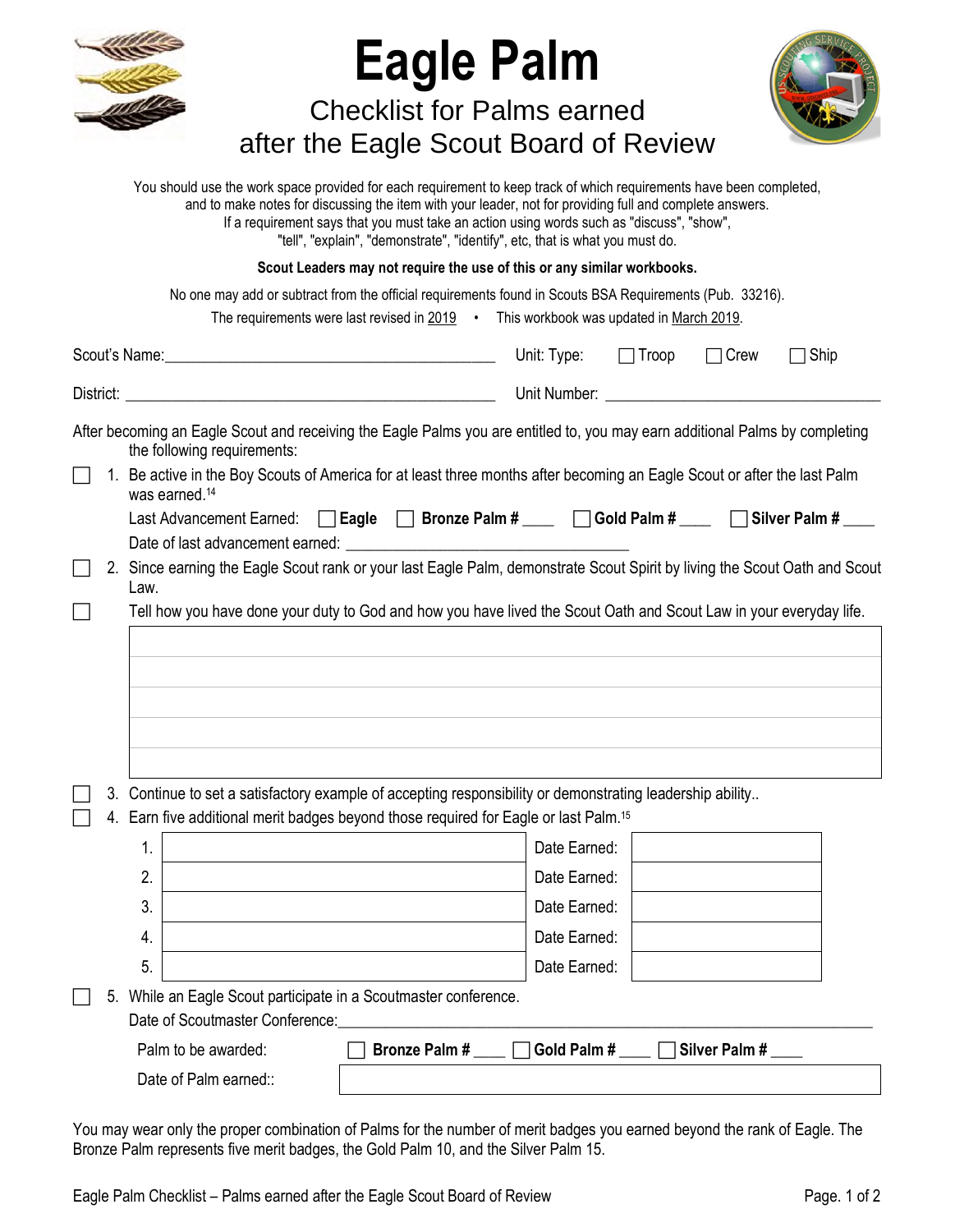# Eagle Palm

## Checklist for Palms earned after the Eagle Scout Board of Review

You should use the work space provided for each requirement to keep track of which requirements have been completed, and to make notes for discussing the item with your leader, not for providing full and complete answers. If a requirement says that you must take an action using words such as "discuss", "show", "tell", "explain", "demonstrate", "identify", etc, that is what you must do.

**Scout Leaders may not require the use of this or any similar workbooks.**

No one may add or subtract from the official requirements found in Scouts BSA Requirements (Pub. 33216).

The requirements were last revised in 2019 • This workbook was updated in March 2019.

Scout's Name:_______________________________ Unit: Type: ☐ Troop ☐ Crew ☐ Ship

District: _______________________________ Unit Number: _______________________________

After becoming an Eagle Scout and receiving the Eagle Palms you are entitled to, you may earn additional Palms by completing the following requirements:

☐ 1. Be active in the Boy Scouts of America for at least three months after becoming an Eagle Scout or after the last Palm was earned.[14]

Last Advancement Earned: ☐ **Eagle** ☐ **Bronze Palm #** ____ ☐ **Gold Palm #** ____ ☐ **Silver Palm #** ____

Date of last advancement earned: _______________________________

☐ 2. Since earning the Eagle Scout rank or your last Eagle Palm, demonstrate Scout Spirit by living the Scout Oath and Scout Law.

☐ Tell how you have done your duty to God and how you have lived the Scout Oath and Scout Law in your everyday life.

| |
|---|
| |
| |
| |
| |
| |

☐ 3. Continue to set a satisfactory example of accepting responsibility or demonstrating leadership ability..

☐ 4. Earn five additional merit badges beyond those required for Eagle or last Palm.[15]

| # | Merit Badge | | Date Earned |
|---|---|---|---|
| 1. | | Date Earned: | |
| 2. | | Date Earned: | |
| 3. | | Date Earned: | |
| 4. | | Date Earned: | |
| 5. | | Date Earned: | |

☐ 5. While an Eagle Scout participate in a Scoutmaster conference.

Date of Scoutmaster Conference:_______________________________

Palm to be awarded: ☐ **Bronze Palm #** ____ ☐ **Gold Palm #** ____ ☐ **Silver Palm #** ____

Date of Palm earned::

You may wear only the proper combination of Palms for the number of merit badges you earned beyond the rank of Eagle. The Bronze Palm represents five merit badges, the Gold Palm 10, and the Silver Palm 15.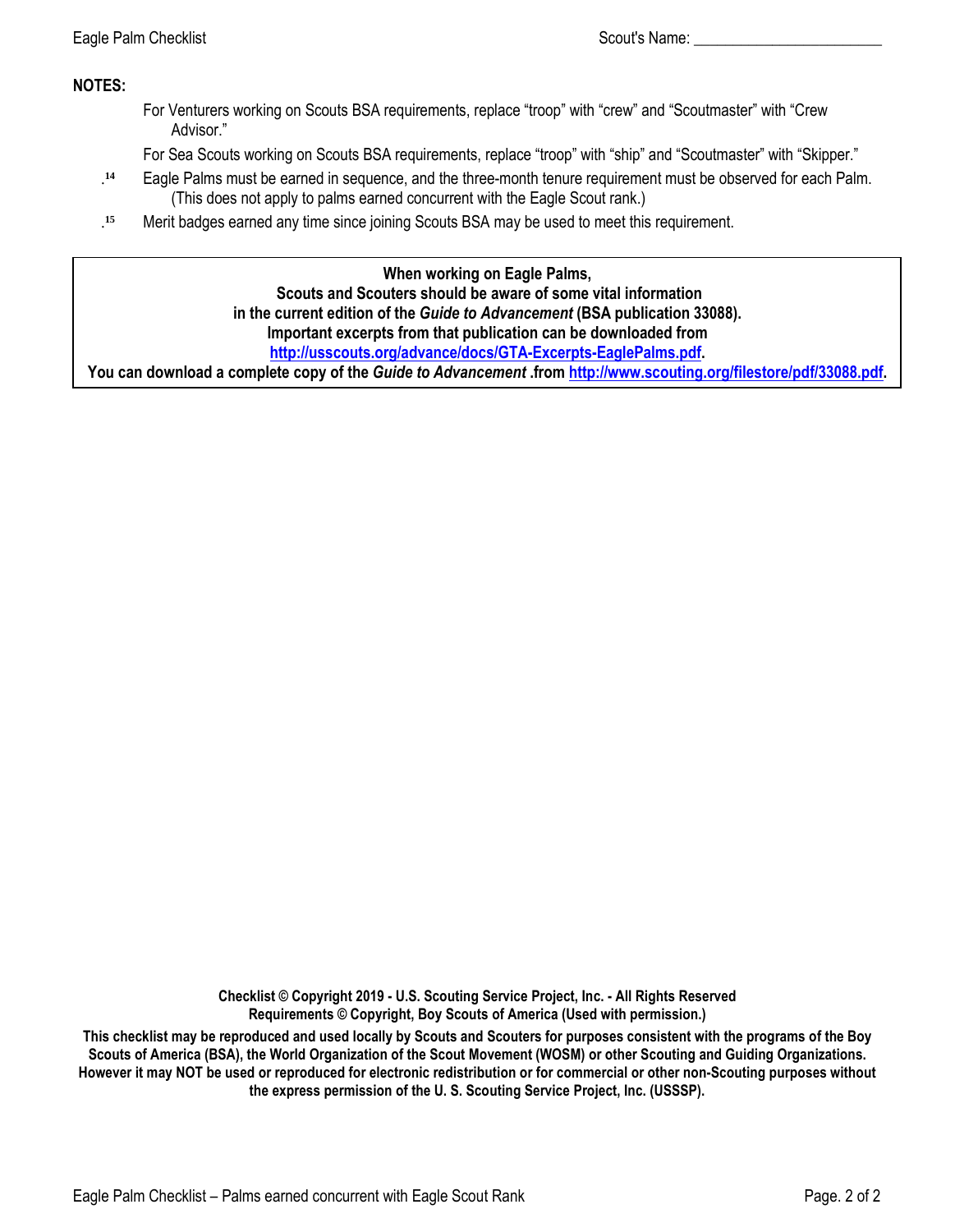**NOTES:**

For Venturers working on Scouts BSA requirements, replace "troop" with "crew" and "Scoutmaster" with "Crew Advisor."

For Sea Scouts working on Scouts BSA requirements, replace "troop" with "ship" and "Scoutmaster" with "Skipper."

[14] Eagle Palms must be earned in sequence, and the three-month tenure requirement must be observed for each Palm. (This does not apply to palms earned concurrent with the Eagle Scout rank.)

[15] Merit badges earned any time since joining Scouts BSA may be used to meet this requirement.

**When working on Eagle Palms,**
**Scouts and Scouters should be aware of some vital information**
**in the current edition of the *Guide to Advancement* (BSA publication 33088).**
**Important excerpts from that publication can be downloaded from**
**[http://usscouts.org/advance/docs/GTA-Excerpts-EaglePalms.pdf](http://usscouts.org/advance/docs/GTA-Excerpts-EaglePalms.pdf).**
**You can download a complete copy of the *Guide to Advancement* .from [http://www.scouting.org/filestore/pdf/33088.pdf](http://www.scouting.org/filestore/pdf/33088.pdf).**

**Checklist © Copyright 2019 - U.S. Scouting Service Project, Inc. - All Rights Reserved**
**Requirements © Copyright, Boy Scouts of America (Used with permission.)**

**This checklist may be reproduced and used locally by Scouts and Scouters for purposes consistent with the programs of the Boy Scouts of America (BSA), the World Organization of the Scout Movement (WOSM) or other Scouting and Guiding Organizations. However it may NOT be used or reproduced for electronic redistribution or for commercial or other non-Scouting purposes without the express permission of the U. S. Scouting Service Project, Inc. (USSSP).**